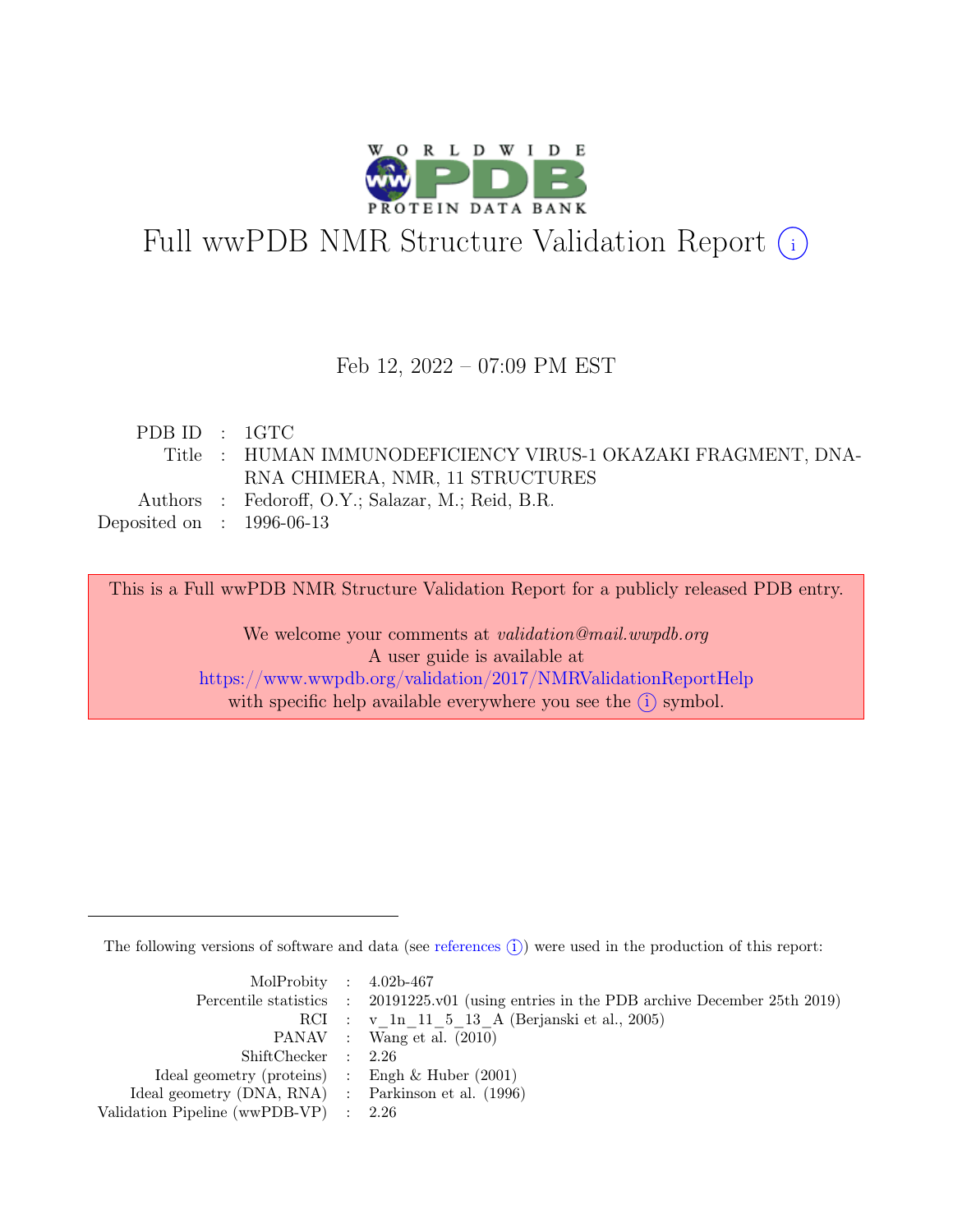# Full wwPDB NMR Structure Validation Report (i)

Feb 12, 2022 – 07:09 PM EST

| | | |
|---|---|---|
| PDB ID | : | 1GTC |
| Title | : | HUMAN IMMUNODEFICIENCY VIRUS-1 OKAZAKI FRAGMENT, DNA-RNA CHIMERA, NMR, 11 STRUCTURES |
| Authors | : | Fedoroff, O.Y.; Salazar, M.; Reid, B.R. |
| Deposited on | : | 1996-06-13 |

This is a Full wwPDB NMR Structure Validation Report for a publicly released PDB entry.

We welcome your comments at *validation@mail.wwpdb.org*
A user guide is available at
https://www.wwpdb.org/validation/2017/NMRValidationReportHelp
with specific help available everywhere you see the (i) symbol.

---

The following versions of software and data (see references (i)) were used in the production of this report:

| | | |
|---|---|---|
| MolProbity | : | 4.02b-467 |
| Percentile statistics | : | 20191225.v01 (using entries in the PDB archive December 25th 2019) |
| RCI | : | v_1n_11_5_13_A (Berjanski et al., 2005) |
| PANAV | : | Wang et al. (2010) |
| ShiftChecker | : | 2.26 |
| Ideal geometry (proteins) | : | Engh & Huber (2001) |
| Ideal geometry (DNA, RNA) | : | Parkinson et al. (1996) |
| Validation Pipeline (wwPDB-VP) | : | 2.26 |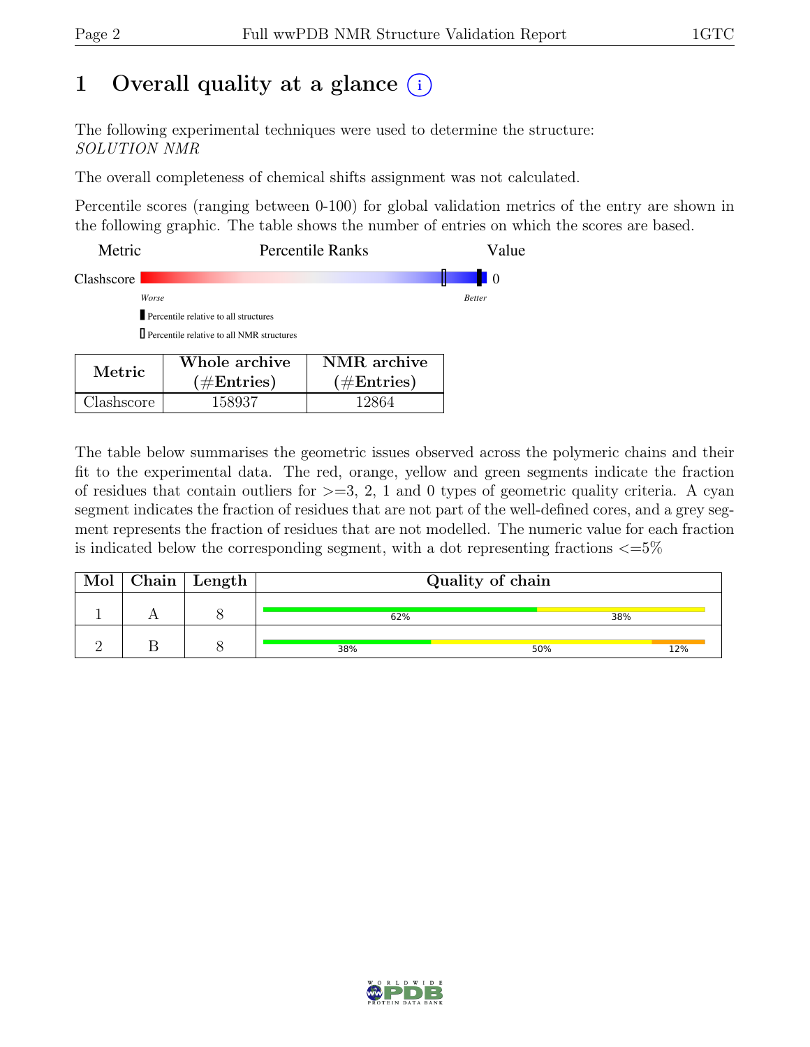# 1 Overall quality at a glance (i)

The following experimental techniques were used to determine the structure:
*SOLUTION NMR*

The overall completeness of chemical shifts assignment was not calculated.

Percentile scores (ranging between 0-100) for global validation metrics of the entry are shown in the following graphic. The table shows the number of entries on which the scores are based.

| Metric | Percentile Ranks | Value |
|---|---|---|
| Clashscore | | 0 |

*Worse* — *Better*

▮ Percentile relative to all structures

▯ Percentile relative to all NMR structures

| Metric | Whole archive (#Entries) | NMR archive (#Entries) |
|---|---|---|
| Clashscore | 158937 | 12864 |

The table below summarises the geometric issues observed across the polymeric chains and their fit to the experimental data. The red, orange, yellow and green segments indicate the fraction of residues that contain outliers for >=3, 2, 1 and 0 types of geometric quality criteria. A cyan segment indicates the fraction of residues that are not part of the well-defined cores, and a grey segment represents the fraction of residues that are not modelled. The numeric value for each fraction is indicated below the corresponding segment, with a dot representing fractions <=5%

| Mol | Chain | Length | Quality of chain |
|---|---|---|---|
| 1 | A | 8 | 62% (green), 38% (yellow) |
| 2 | B | 8 | 38% (green), 50% (yellow), 12% (orange) |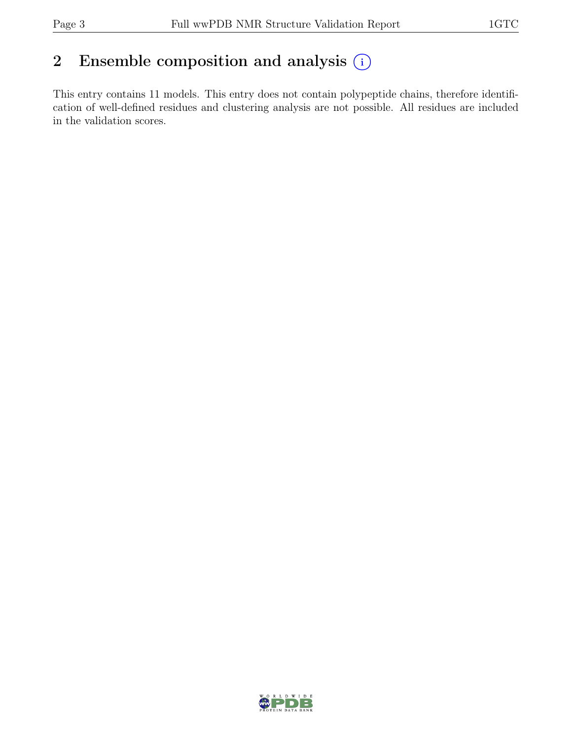## 2 Ensemble composition and analysis

This entry contains 11 models. This entry does not contain polypeptide chains, therefore identification of well-defined residues and clustering analysis are not possible. All residues are included in the validation scores.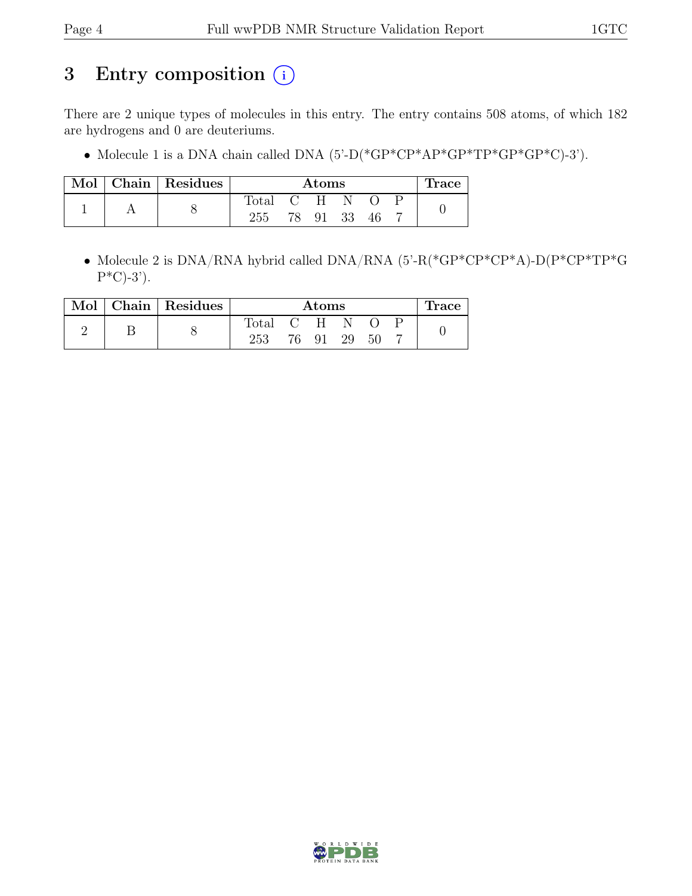# 3 Entry composition (i)

There are 2 unique types of molecules in this entry. The entry contains 508 atoms, of which 182 are hydrogens and 0 are deuteriums.

- Molecule 1 is a DNA chain called DNA (5'-D(*GP*CP*AP*GP*TP*GP*GP*C)-3').

| Mol | Chain | Residues | Atoms | | | | | | Trace |
|---|---|---|---|---|---|---|---|---|---|
| | | | Total | C | H | N | O | P | |
| 1 | A | 8 | 255 | 78 | 91 | 33 | 46 | 7 | 0 |

- Molecule 2 is DNA/RNA hybrid called DNA/RNA (5'-R(*GP*CP*CP*A)-D(P*CP*TP*GP*C)-3').

| Mol | Chain | Residues | Atoms | | | | | | Trace |
|---|---|---|---|---|---|---|---|---|---|
| | | | Total | C | H | N | O | P | |
| 2 | B | 8 | 253 | 76 | 91 | 29 | 50 | 7 | 0 |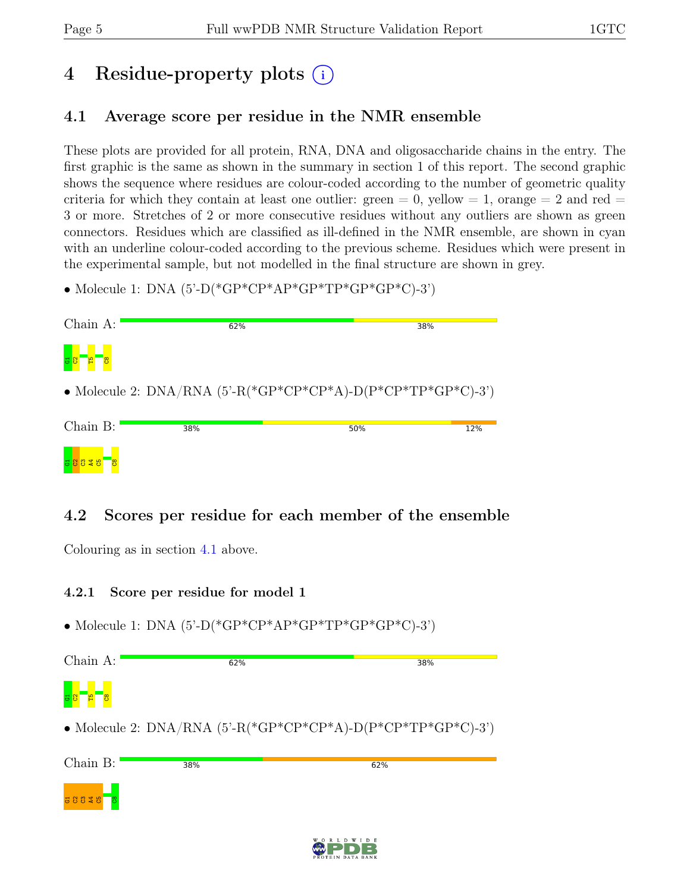# 4 Residue-property plots

## 4.1 Average score per residue in the NMR ensemble

These plots are provided for all protein, RNA, DNA and oligosaccharide chains in the entry. The first graphic is the same as shown in the summary in section 1 of this report. The second graphic shows the sequence where residues are colour-coded according to the number of geometric quality criteria for which they contain at least one outlier: green = 0, yellow = 1, orange = 2 and red = 3 or more. Stretches of 2 or more consecutive residues without any outliers are shown as green connectors. Residues which are classified as ill-defined in the NMR ensemble, are shown in cyan with an underline colour-coded according to the previous scheme. Residues which were present in the experimental sample, but not modelled in the final structure are shown in grey.

- Molecule 1: DNA (5'-D(*GP*CP*AP*GP*TP*GP*GP*C)-3')

Chain A: 62% 38%

G1 C2 T5 C8

- Molecule 2: DNA/RNA (5'-R(*GP*CP*CP*A)-D(P*CP*TP*GP*C)-3')

Chain B: 38% 50% 12%

G1 C2 C3 A4 C5 C8

## 4.2 Scores per residue for each member of the ensemble

Colouring as in section 4.1 above.

### 4.2.1 Score per residue for model 1

- Molecule 1: DNA (5'-D(*GP*CP*AP*GP*TP*GP*GP*C)-3')

Chain A: 62% 38%

G1 C2 T5 C8

- Molecule 2: DNA/RNA (5'-R(*GP*CP*CP*A)-D(P*CP*TP*GP*C)-3')

Chain B: 38% 62%

G1 C2 C3 A4 C5 C8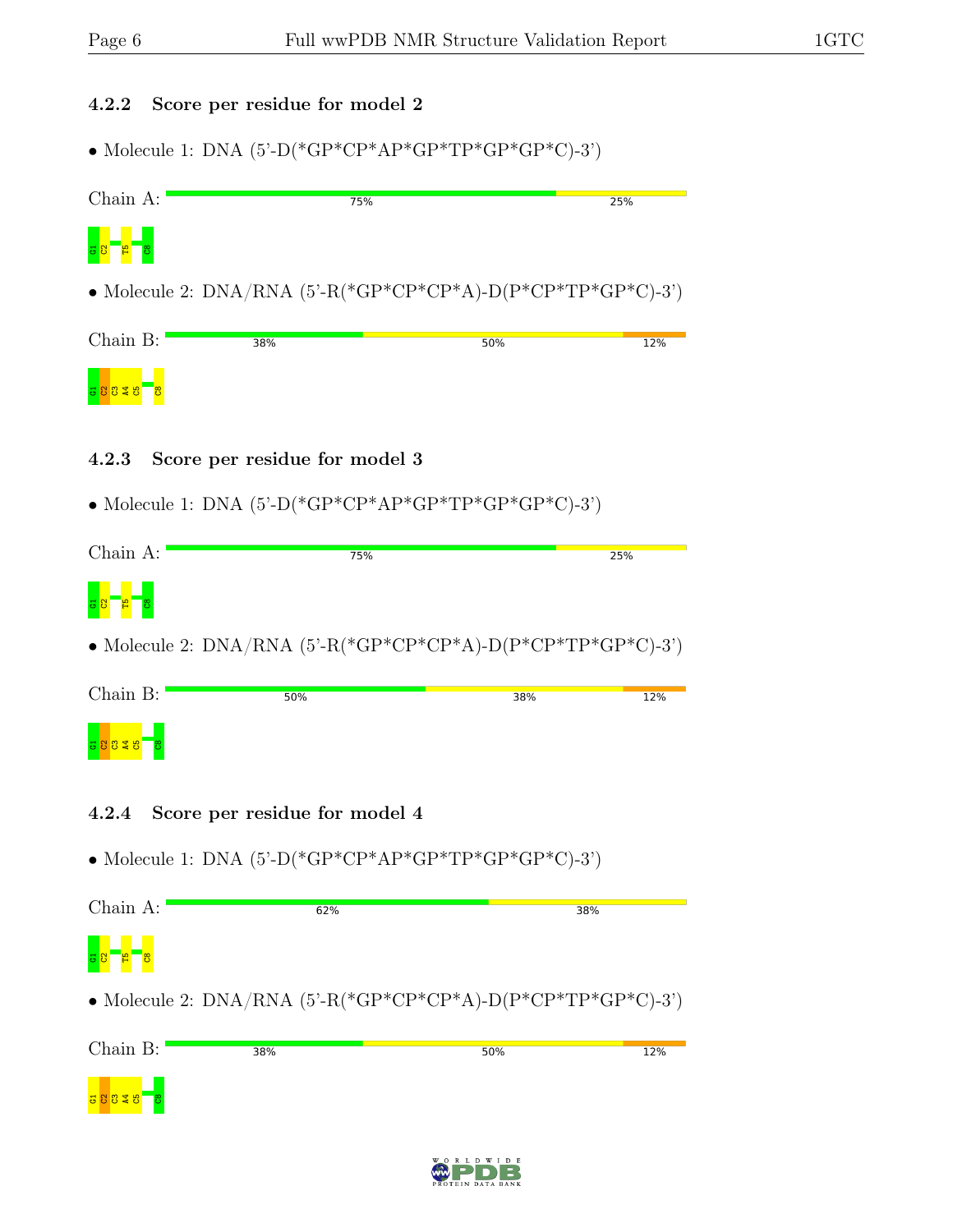### 4.2.2 Score per residue for model 2

- Molecule 1: DNA (5'-D(*GP*CP*AP*GP*TP*GP*GP*C)-3')

Chain A: 75% 25%

G1 C2 T5 C8

- Molecule 2: DNA/RNA (5'-R(*GP*CP*CP*A)-D(P*CP*TP*GP*C)-3')

Chain B: 38% 50% 12%

G1 C2 C3 A4 C5 C8

### 4.2.3 Score per residue for model 3

- Molecule 1: DNA (5'-D(*GP*CP*AP*GP*TP*GP*GP*C)-3')

Chain A: 75% 25%

G1 C2 T5 C8

- Molecule 2: DNA/RNA (5'-R(*GP*CP*CP*A)-D(P*CP*TP*GP*C)-3')

Chain B: 50% 38% 12%

G1 C2 C3 A4 C5 C8

### 4.2.4 Score per residue for model 4

- Molecule 1: DNA (5'-D(*GP*CP*AP*GP*TP*GP*GP*C)-3')

Chain A: 62% 38%

G1 C2 T5 C8

- Molecule 2: DNA/RNA (5'-R(*GP*CP*CP*A)-D(P*CP*TP*GP*C)-3')

Chain B: 38% 50% 12%

G1 C2 C3 A4 C5 C8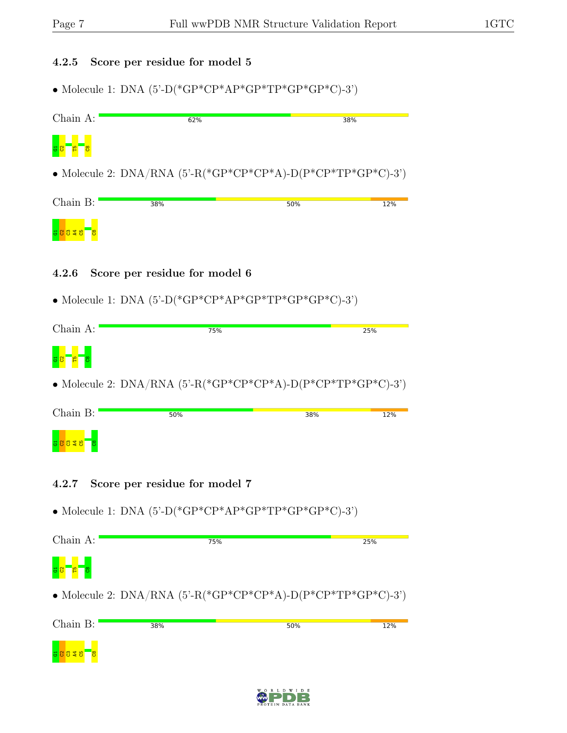### 4.2.5 Score per residue for model 5

- Molecule 1: DNA (5'-D(*GP*CP*AP*GP*TP*GP*GP*C)-3')

Chain A: 62% 38%

G1 C2 T5 C8

- Molecule 2: DNA/RNA (5'-R(*GP*CP*CP*A)-D(P*CP*TP*GP*C)-3')

Chain B: 38% 50% 12%

G1 C2 C3 A4 C5 C8

### 4.2.6 Score per residue for model 6

- Molecule 1: DNA (5'-D(*GP*CP*AP*GP*TP*GP*GP*C)-3')

Chain A: 75% 25%

G1 C2 T5 C8

- Molecule 2: DNA/RNA (5'-R(*GP*CP*CP*A)-D(P*CP*TP*GP*C)-3')

Chain B: 50% 38% 12%

G1 C2 C3 A4 C5 C8

### 4.2.7 Score per residue for model 7

- Molecule 1: DNA (5'-D(*GP*CP*AP*GP*TP*GP*GP*C)-3')

Chain A: 75% 25%

G1 C2 T5 C8

- Molecule 2: DNA/RNA (5'-R(*GP*CP*CP*A)-D(P*CP*TP*GP*C)-3')

Chain B: 38% 50% 12%

G1 C2 C3 A4 C5 C8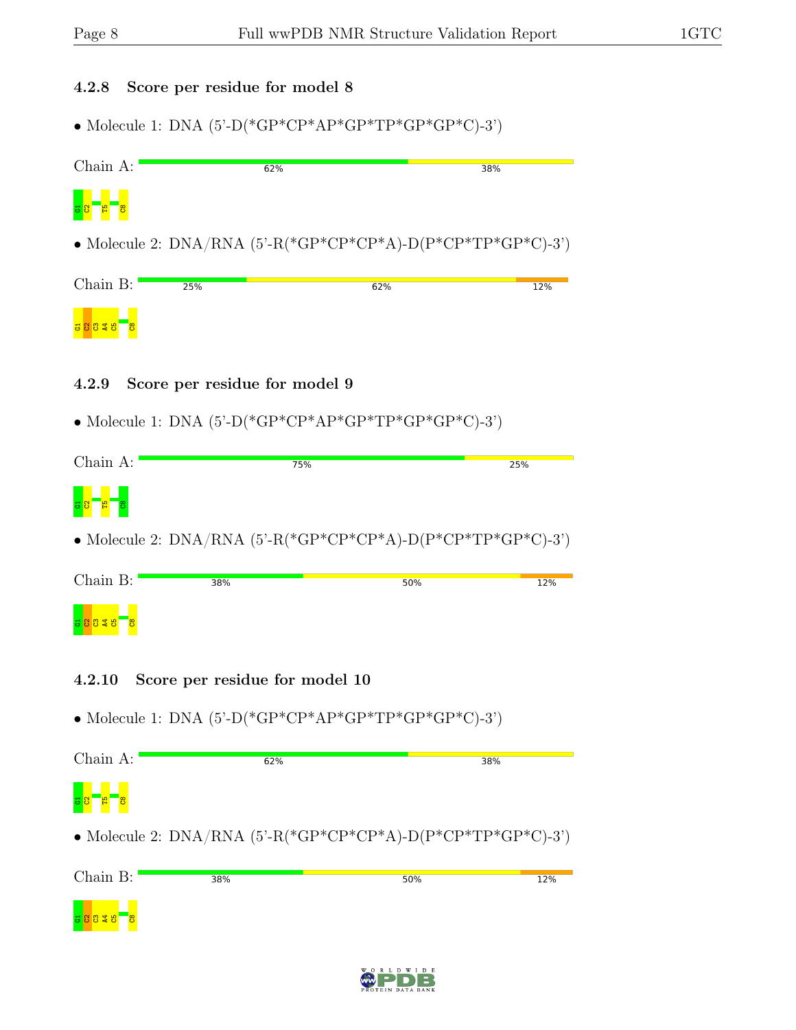### 4.2.8 Score per residue for model 8

- Molecule 1: DNA (5'-D(*GP*CP*AP*GP*TP*GP*GP*C)-3')

Chain A: 62% | 38%

G1 C2 T5 C8

- Molecule 2: DNA/RNA (5'-R(*GP*CP*CP*A)-D(P*CP*TP*GP*C)-3')

Chain B: 25% | 62% | 12%

G1 C2 C3 A4 C5 C8

### 4.2.9 Score per residue for model 9

- Molecule 1: DNA (5'-D(*GP*CP*AP*GP*TP*GP*GP*C)-3')

Chain A: 75% | 25%

G1 C2 T5 C8

- Molecule 2: DNA/RNA (5'-R(*GP*CP*CP*A)-D(P*CP*TP*GP*C)-3')

Chain B: 38% | 50% | 12%

G1 C2 C3 A4 C5 C8

### 4.2.10 Score per residue for model 10

- Molecule 1: DNA (5'-D(*GP*CP*AP*GP*TP*GP*GP*C)-3')

Chain A: 62% | 38%

G1 C2 T5 C8

- Molecule 2: DNA/RNA (5'-R(*GP*CP*CP*A)-D(P*CP*TP*GP*C)-3')

Chain B: 38% | 50% | 12%

G1 C2 C3 A4 C5 C8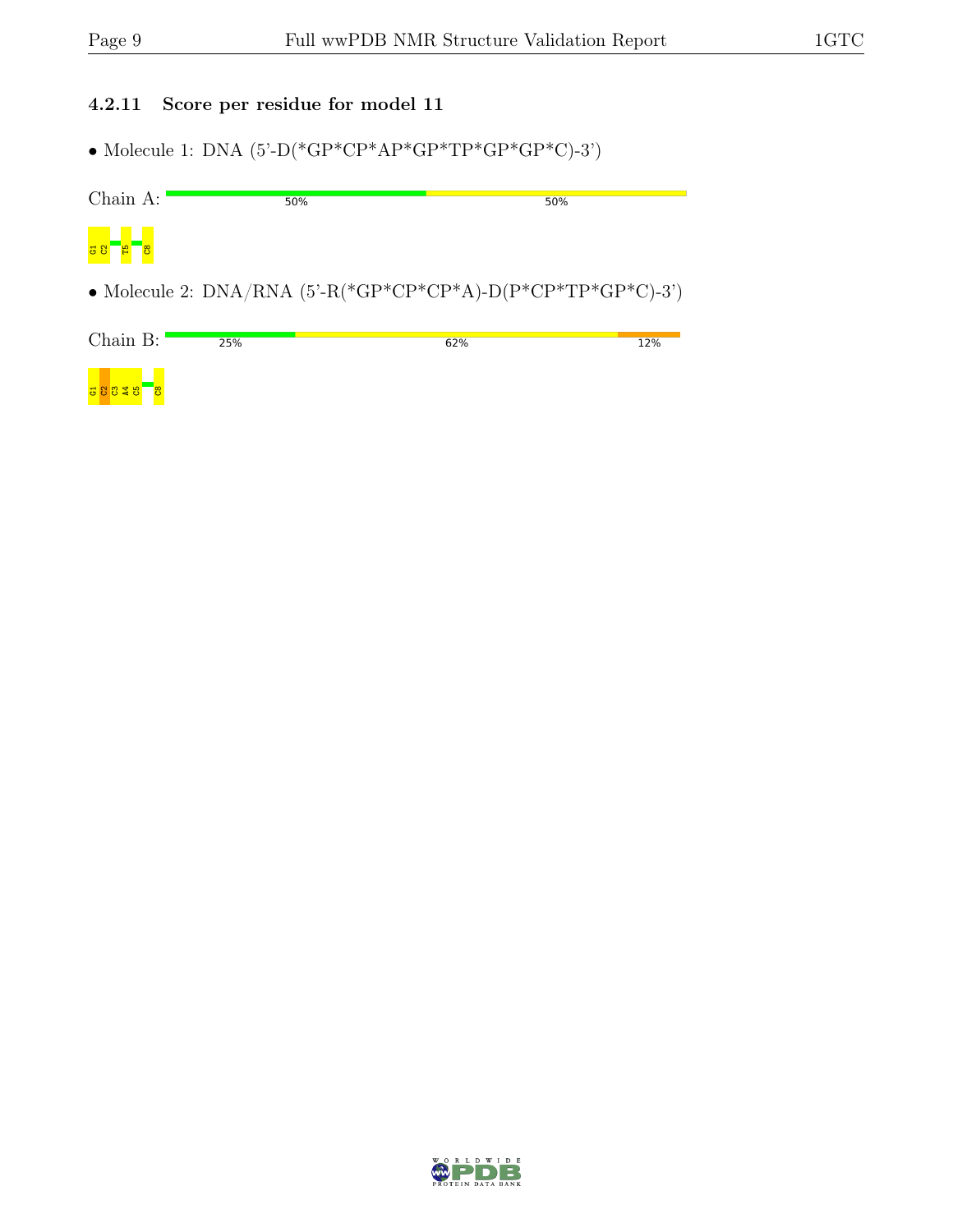### 4.2.11 Score per residue for model 11

- Molecule 1: DNA (5'-D(*GP*CP*AP*GP*TP*GP*GP*C)-3')

Chain A: 50% 50%

G1 C2 T5 C8

- Molecule 2: DNA/RNA (5'-R(*GP*CP*CP*A)-D(P*CP*TP*GP*C)-3')

Chain B: 25% 62% 12%

G1 C2 C3 A4 C5 C8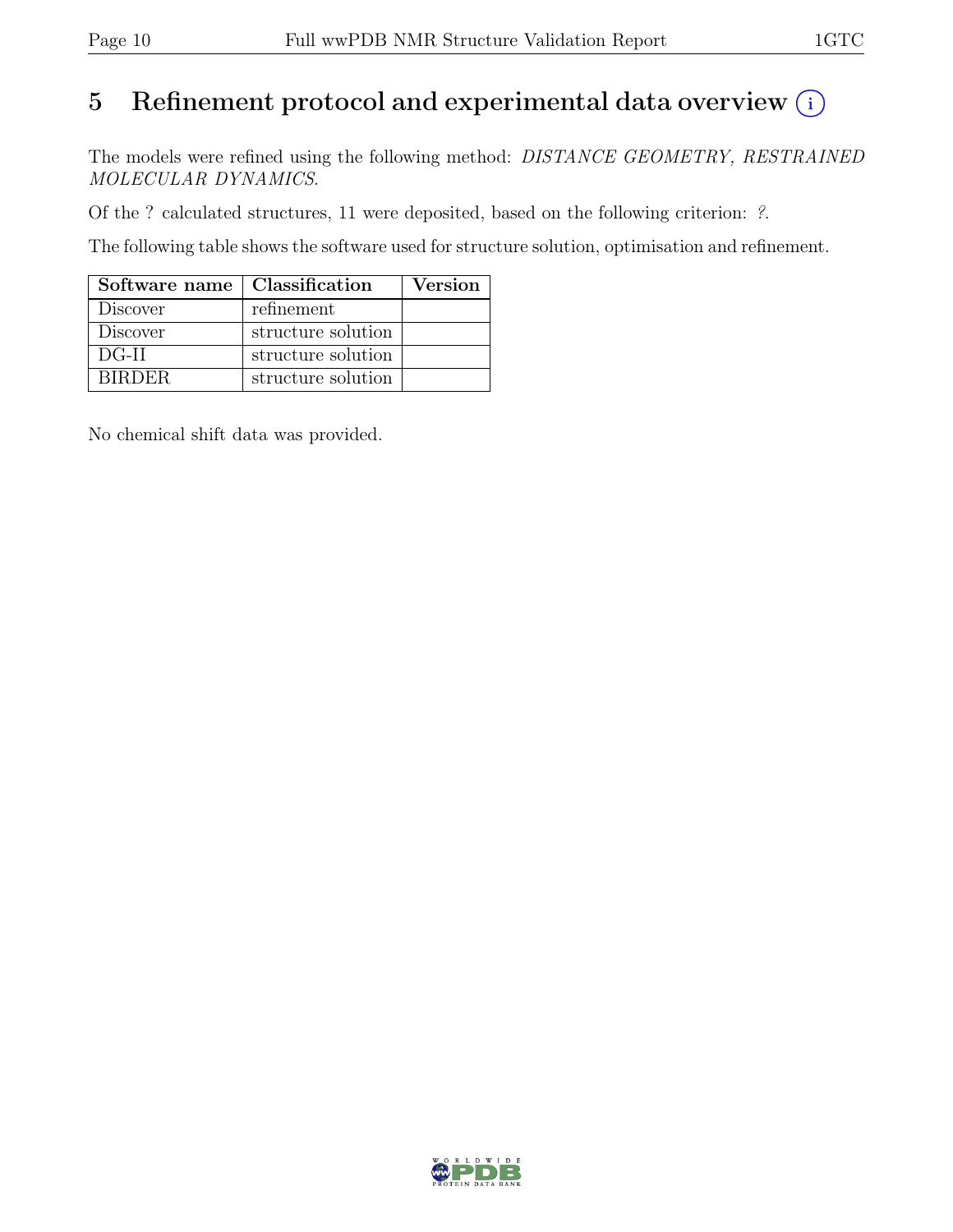# 5 Refinement protocol and experimental data overview (i)

The models were refined using the following method: *DISTANCE GEOMETRY, RESTRAINED MOLECULAR DYNAMICS*.

Of the ? calculated structures, 11 were deposited, based on the following criterion: *?*.

The following table shows the software used for structure solution, optimisation and refinement.

| Software name | Classification | Version |
|---|---|---|
| Discover | refinement | |
| Discover | structure solution | |
| DG-II | structure solution | |
| BIRDER | structure solution | |

No chemical shift data was provided.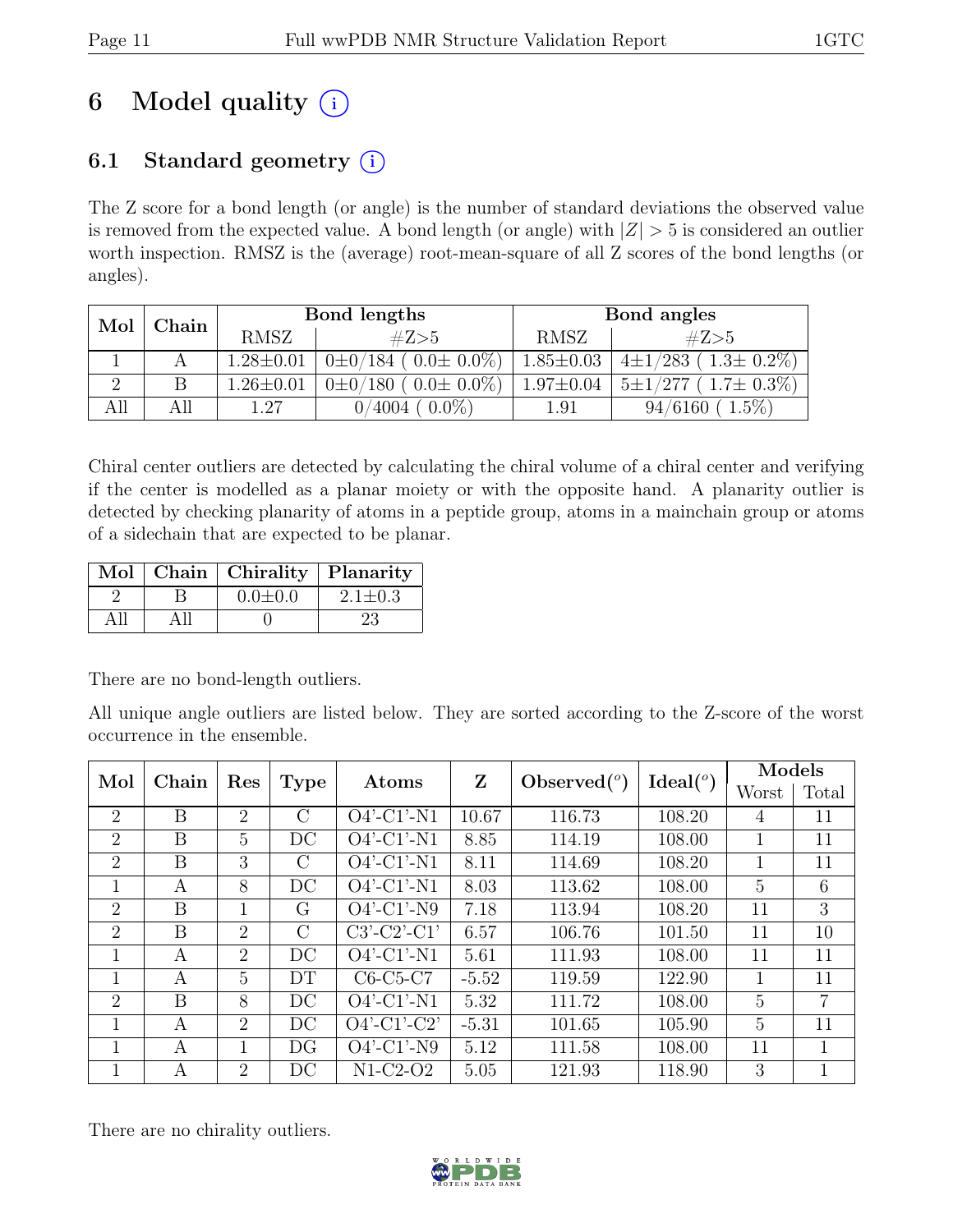# 6 Model quality (i)

## 6.1 Standard geometry (i)

The Z score for a bond length (or angle) is the number of standard deviations the observed value is removed from the expected value. A bond length (or angle) with $|Z| > 5$ is considered an outlier worth inspection. RMSZ is the (average) root-mean-square of all Z scores of the bond lengths (or angles).

| Mol | Chain | Bond lengths | | Bond angles | |
|---|---|---|---|---|---|
| | | RMSZ | #Z>5 | RMSZ | #Z>5 |
| 1 | A | 1.28±0.01 | 0±0/184 ( 0.0± 0.0%) | 1.85±0.03 | 4±1/283 ( 1.3± 0.2%) |
| 2 | B | 1.26±0.01 | 0±0/180 ( 0.0± 0.0%) | 1.97±0.04 | 5±1/277 ( 1.7± 0.3%) |
| All | All | 1.27 | 0/4004 ( 0.0%) | 1.91 | 94/6160 ( 1.5%) |

Chiral center outliers are detected by calculating the chiral volume of a chiral center and verifying if the center is modelled as a planar moiety or with the opposite hand. A planarity outlier is detected by checking planarity of atoms in a peptide group, atoms in a mainchain group or atoms of a sidechain that are expected to be planar.

| Mol | Chain | Chirality | Planarity |
|---|---|---|---|
| 2 | B | 0.0±0.0 | 2.1±0.3 |
| All | All | 0 | 23 |

There are no bond-length outliers.

All unique angle outliers are listed below. They are sorted according to the Z-score of the worst occurrence in the ensemble.

| Mol | Chain | Res | Type | Atoms | Z | Observed(°) | Ideal(°) | Models | |
|---|---|---|---|---|---|---|---|---|---|
| | | | | | | | | Worst | Total |
| 2 | B | 2 | C | O4'-C1'-N1 | 10.67 | 116.73 | 108.20 | 4 | 11 |
| 2 | B | 5 | DC | O4'-C1'-N1 | 8.85 | 114.19 | 108.00 | 1 | 11 |
| 2 | B | 3 | C | O4'-C1'-N1 | 8.11 | 114.69 | 108.20 | 1 | 11 |
| 1 | A | 8 | DC | O4'-C1'-N1 | 8.03 | 113.62 | 108.00 | 5 | 6 |
| 2 | B | 1 | G | O4'-C1'-N9 | 7.18 | 113.94 | 108.20 | 11 | 3 |
| 2 | B | 2 | C | C3'-C2'-C1' | 6.57 | 106.76 | 101.50 | 11 | 10 |
| 1 | A | 2 | DC | O4'-C1'-N1 | 5.61 | 111.93 | 108.00 | 11 | 11 |
| 1 | A | 5 | DT | C6-C5-C7 | -5.52 | 119.59 | 122.90 | 1 | 11 |
| 2 | B | 8 | DC | O4'-C1'-N1 | 5.32 | 111.72 | 108.00 | 5 | 7 |
| 1 | A | 2 | DC | O4'-C1'-C2' | -5.31 | 101.65 | 105.90 | 5 | 11 |
| 1 | A | 1 | DG | O4'-C1'-N9 | 5.12 | 111.58 | 108.00 | 11 | 1 |
| 1 | A | 2 | DC | N1-C2-O2 | 5.05 | 121.93 | 118.90 | 3 | 1 |

There are no chirality outliers.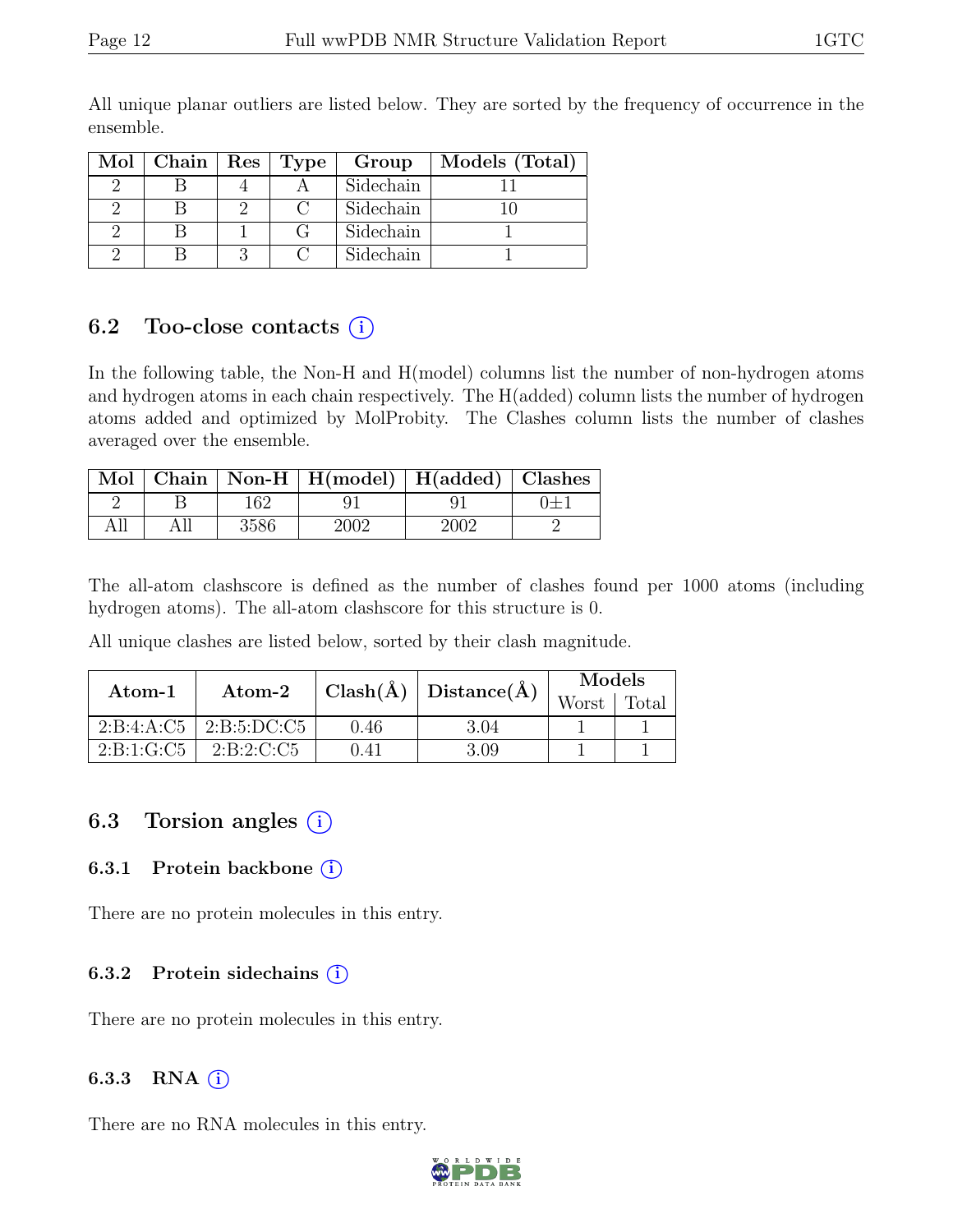All unique planar outliers are listed below. They are sorted by the frequency of occurrence in the ensemble.

| Mol | Chain | Res | Type | Group | Models (Total) |
|---|---|---|---|---|---|
| 2 | B | 4 | A | Sidechain | 11 |
| 2 | B | 2 | C | Sidechain | 10 |
| 2 | B | 1 | G | Sidechain | 1 |
| 2 | B | 3 | C | Sidechain | 1 |

## 6.2 Too-close contacts (i)

In the following table, the Non-H and H(model) columns list the number of non-hydrogen atoms and hydrogen atoms in each chain respectively. The H(added) column lists the number of hydrogen atoms added and optimized by MolProbity. The Clashes column lists the number of clashes averaged over the ensemble.

| Mol | Chain | Non-H | H(model) | H(added) | Clashes |
|---|---|---|---|---|---|
| 2 | B | 162 | 91 | 91 | 0±1 |
| All | All | 3586 | 2002 | 2002 | 2 |

The all-atom clashscore is defined as the number of clashes found per 1000 atoms (including hydrogen atoms). The all-atom clashscore for this structure is 0.

All unique clashes are listed below, sorted by their clash magnitude.

| Atom-1 | Atom-2 | Clash(Å) | Distance(Å) | Models | |
|---|---|---|---|---|---|
| | | | | Worst | Total |
| 2:B:4:A:C5 | 2:B:5:DC:C5 | 0.46 | 3.04 | 1 | 1 |
| 2:B:1:G:C5 | 2:B:2:C:C5 | 0.41 | 3.09 | 1 | 1 |

## 6.3 Torsion angles (i)

### 6.3.1 Protein backbone (i)

There are no protein molecules in this entry.

### 6.3.2 Protein sidechains (i)

There are no protein molecules in this entry.

### 6.3.3 RNA (i)

There are no RNA molecules in this entry.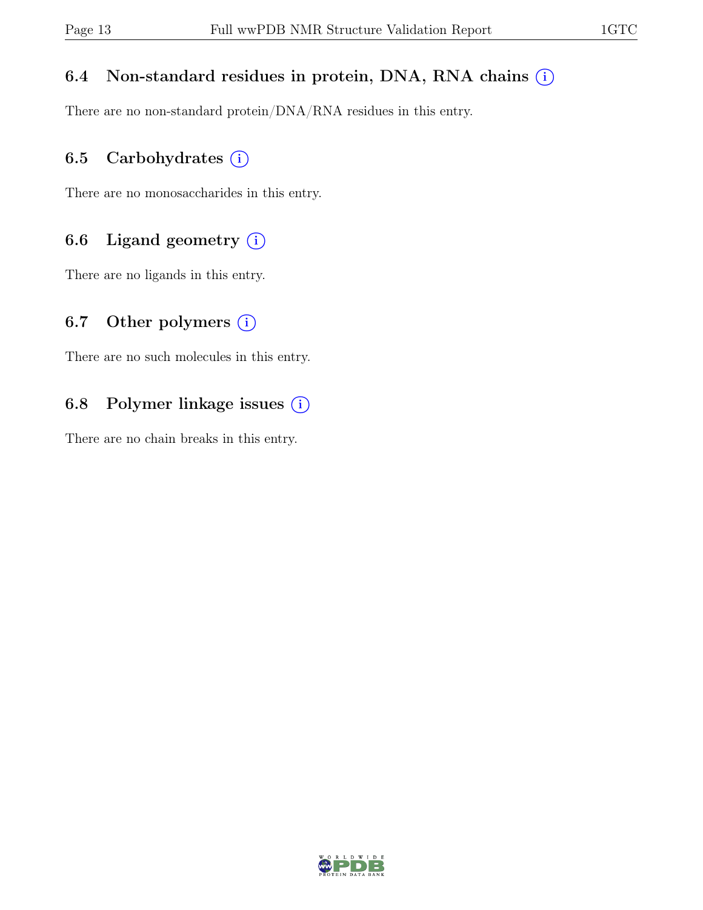### 6.4 Non-standard residues in protein, DNA, RNA chains

There are no non-standard protein/DNA/RNA residues in this entry.

### 6.5 Carbohydrates

There are no monosaccharides in this entry.

### 6.6 Ligand geometry

There are no ligands in this entry.

### 6.7 Other polymers

There are no such molecules in this entry.

### 6.8 Polymer linkage issues

There are no chain breaks in this entry.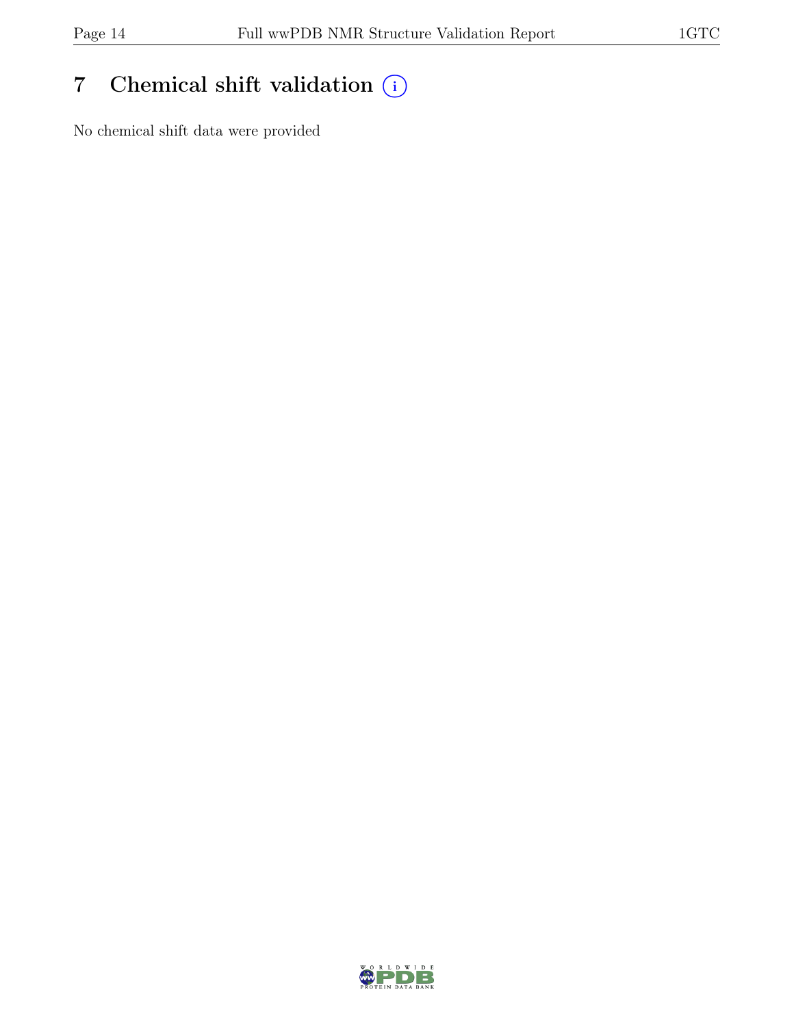# 7 Chemical shift validation

No chemical shift data were provided